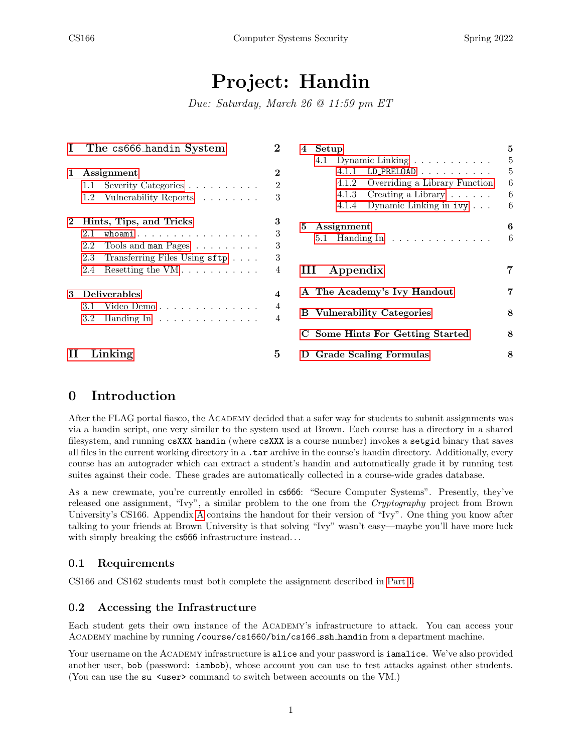# Project: Handin

*Due: Saturday, March 26 @ 11:59 pm ET*

- **I The cs666_handin System** — 2
  - **1 Assignment** — 2
    - 1.1 Severity Categories — 2
    - 1.2 Vulnerability Reports — 3
  - **2 Hints, Tips, and Tricks** — 3
    - 2.1 whoami — 3
    - 2.2 Tools and man Pages — 3
    - 2.3 Transferring Files Using sftp — 3
    - 2.4 Resetting the VM — 4
  - **3 Deliverables** — 4
    - 3.1 Video Demo — 4
    - 3.2 Handing In — 4
- **II Linking** — 5
  - **4 Setup** — 5
    - 4.1 Dynamic Linking — 5
      - 4.1.1 LD_PRELOAD — 5
      - 4.1.2 Overriding a Library Function — 6
      - 4.1.3 Creating a Library — 6
      - 4.1.4 Dynamic Linking in ivy — 6
  - **5 Assignment** — 6
    - 5.1 Handing In — 6
- **III Appendix** — 7
  - **A The Academy's Ivy Handout** — 7
  - **B Vulnerability Categories** — 8
  - **C Some Hints For Getting Started** — 8
  - **D Grade Scaling Formulas** — 8

## 0 Introduction

After the FLAG portal fiasco, the Academy decided that a safer way for students to submit assignments was via a handin script, one very similar to the system used at Brown. Each course has a directory in a shared filesystem, and running `csXXX_handin` (where `csXXX` is a course number) invokes a `setgid` binary that saves all files in the current working directory in a `.tar` archive in the course's handin directory. Additionally, every course has an autograder which can extract a student's handin and automatically grade it by running test suites against their code. These grades are automatically collected in a course-wide grades database.

As a new crewmate, you're currently enrolled in `cs666`: "Secure Computer Systems". Presently, they've released one assignment, "Ivy", a similar problem to the one from the *Cryptography* project from Brown University's CS166. Appendix A contains the handout for their version of "Ivy". One thing you know after talking to your friends at Brown University is that solving "Ivy" wasn't easy—maybe you'll have more luck with simply breaking the `cs666` infrastructure instead...

### 0.1 Requirements

CS166 and CS162 students must both complete the assignment described in Part I.

### 0.2 Accessing the Infrastructure

Each student gets their own instance of the Academy's infrastructure to attack. You can access your Academy machine by running `/course/cs1660/bin/cs166_ssh_handin` from a department machine.

Your username on the Academy infrastructure is `alice` and your password is `iamalice`. We've also provided another user, `bob` (password: `iambob`), whose account you can use to test attacks against other students. (You can use the `su <user>` command to switch between accounts on the VM.)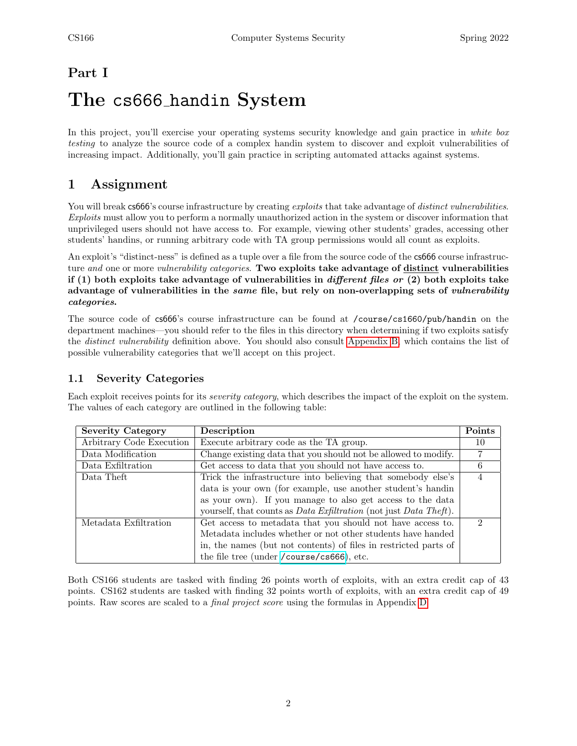# Part I

# The cs666_handin System

In this project, you'll exercise your operating systems security knowledge and gain practice in *white box testing* to analyze the source code of a complex handin system to discover and exploit vulnerabilities of increasing impact. Additionally, you'll gain practice in scripting automated attacks against systems.

## 1 Assignment

You will break cs666's course infrastructure by creating *exploits* that take advantage of *distinct vulnerabilities*. *Exploits* must allow you to perform a normally unauthorized action in the system or discover information that unprivileged users should not have access to. For example, viewing other students' grades, accessing other students' handins, or running arbitrary code with TA group permissions would all count as exploits.

An exploit's "distinct-ness" is defined as a tuple over a file from the source code of the cs666 course infrastructure *and* one or more *vulnerability categories*. **Two exploits take advantage of distinct vulnerabilities if (1) both exploits take advantage of vulnerabilities in *different files or* (2) both exploits take advantage of vulnerabilities in the *same* file, but rely on non-overlapping sets of *vulnerability categories.***

The source code of cs666's course infrastructure can be found at /course/cs1660/pub/handin on the department machines—you should refer to the files in this directory when determining if two exploits satisfy the *distinct vulnerability* definition above. You should also consult Appendix B, which contains the list of possible vulnerability categories that we'll accept on this project.

### 1.1 Severity Categories

Each exploit receives points for its *severity category*, which describes the impact of the exploit on the system. The values of each category are outlined in the following table:

| Severity Category | Description | Points |
|---|---|---|
| Arbitrary Code Execution | Execute arbitrary code as the TA group. | 10 |
| Data Modification | Change existing data that you should not be allowed to modify. | 7 |
| Data Exfiltration | Get access to data that you should not have access to. | 6 |
| Data Theft | Trick the infrastructure into believing that somebody else's data is your own (for example, use another student's handin as your own). If you manage to also get access to the data yourself, that counts as *Data Exfiltration* (not just *Data Theft*). | 4 |
| Metadata Exfiltration | Get access to metadata that you should not have access to. Metadata includes whether or not other students have handed in, the names (but not contents) of files in restricted parts of the file tree (under /course/cs666), etc. | 2 |

Both CS166 students are tasked with finding 26 points worth of exploits, with an extra credit cap of 43 points. CS162 students are tasked with finding 32 points worth of exploits, with an extra credit cap of 49 points. Raw scores are scaled to a *final project score* using the formulas in Appendix D.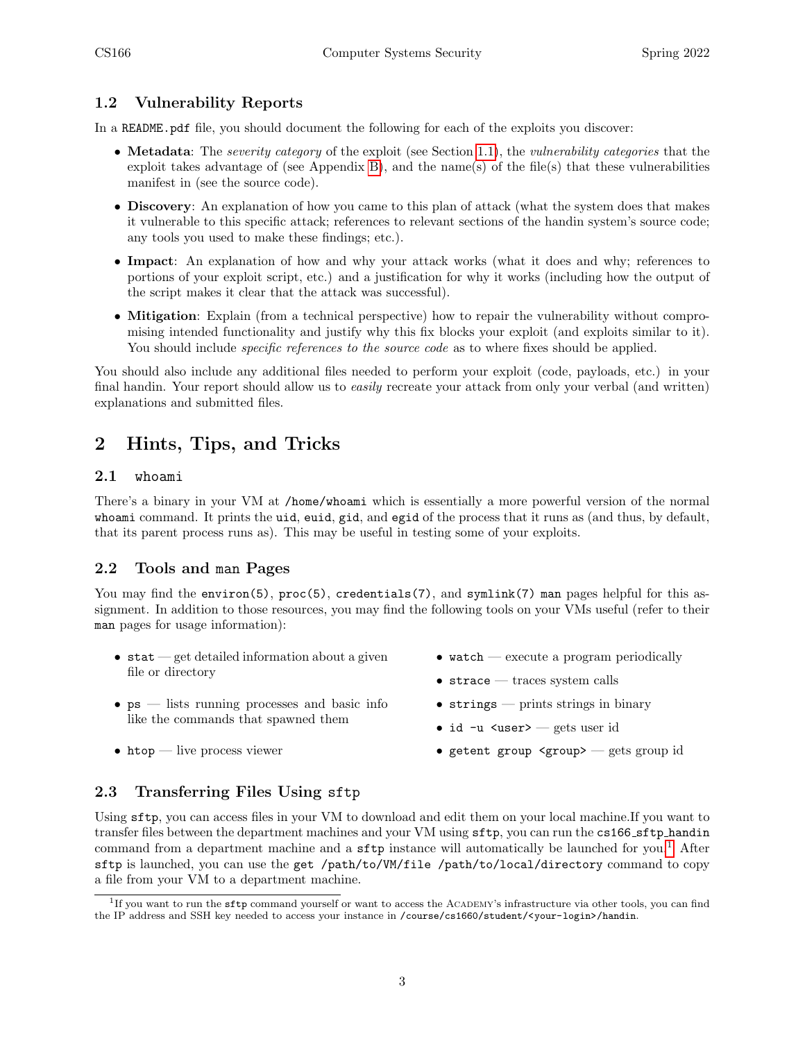### 1.2 Vulnerability Reports

In a `README.pdf` file, you should document the following for each of the exploits you discover:

- **Metadata**: The *severity category* of the exploit (see Section 1.1), the *vulnerability categories* that the exploit takes advantage of (see Appendix B), and the name(s) of the file(s) that these vulnerabilities manifest in (see the source code).
- **Discovery**: An explanation of how you came to this plan of attack (what the system does that makes it vulnerable to this specific attack; references to relevant sections of the handin system's source code; any tools you used to make these findings; etc.).
- **Impact**: An explanation of how and why your attack works (what it does and why; references to portions of your exploit script, etc.) and a justification for why it works (including how the output of the script makes it clear that the attack was successful).
- **Mitigation**: Explain (from a technical perspective) how to repair the vulnerability without compromising intended functionality and justify why this fix blocks your exploit (and exploits similar to it). You should include *specific references to the source code* as to where fixes should be applied.

You should also include any additional files needed to perform your exploit (code, payloads, etc.) in your final handin. Your report should allow us to *easily* recreate your attack from only your verbal (and written) explanations and submitted files.

## 2 Hints, Tips, and Tricks

### 2.1 `whoami`

There's a binary in your VM at `/home/whoami` which is essentially a more powerful version of the normal `whoami` command. It prints the `uid`, `euid`, `gid`, and `egid` of the process that it runs as (and thus, by default, that its parent process runs as). This may be useful in testing some of your exploits.

### 2.2 Tools and `man` Pages

You may find the `environ(5)`, `proc(5)`, `credentials(7)`, and `symlink(7)` `man` pages helpful for this assignment. In addition to those resources, you may find the following tools on your VMs useful (refer to their `man` pages for usage information):

- `stat` — get detailed information about a given file or directory
- `ps` — lists running processes and basic info like the commands that spawned them
- `htop` — live process viewer
- `watch` — execute a program periodically
- `strace` — traces system calls
- `strings` — prints strings in binary
- `id -u <user>` — gets user id
- `getent group <group>` — gets group id

### 2.3 Transferring Files Using `sftp`

Using `sftp`, you can access files in your VM to download and edit them on your local machine.If you want to transfer files between the department machines and your VM using `sftp`, you can run the `cs166_sftp_handin` command from a department machine and a `sftp` instance will automatically be launched for you.[1] After `sftp` is launched, you can use the `get /path/to/VM/file /path/to/local/directory` command to copy a file from your VM to a department machine.

[1] If you want to run the `sftp` command yourself or want to access the Academy's infrastructure via other tools, you can find the IP address and SSH key needed to access your instance in `/course/cs1660/student/<your-login>/handin`.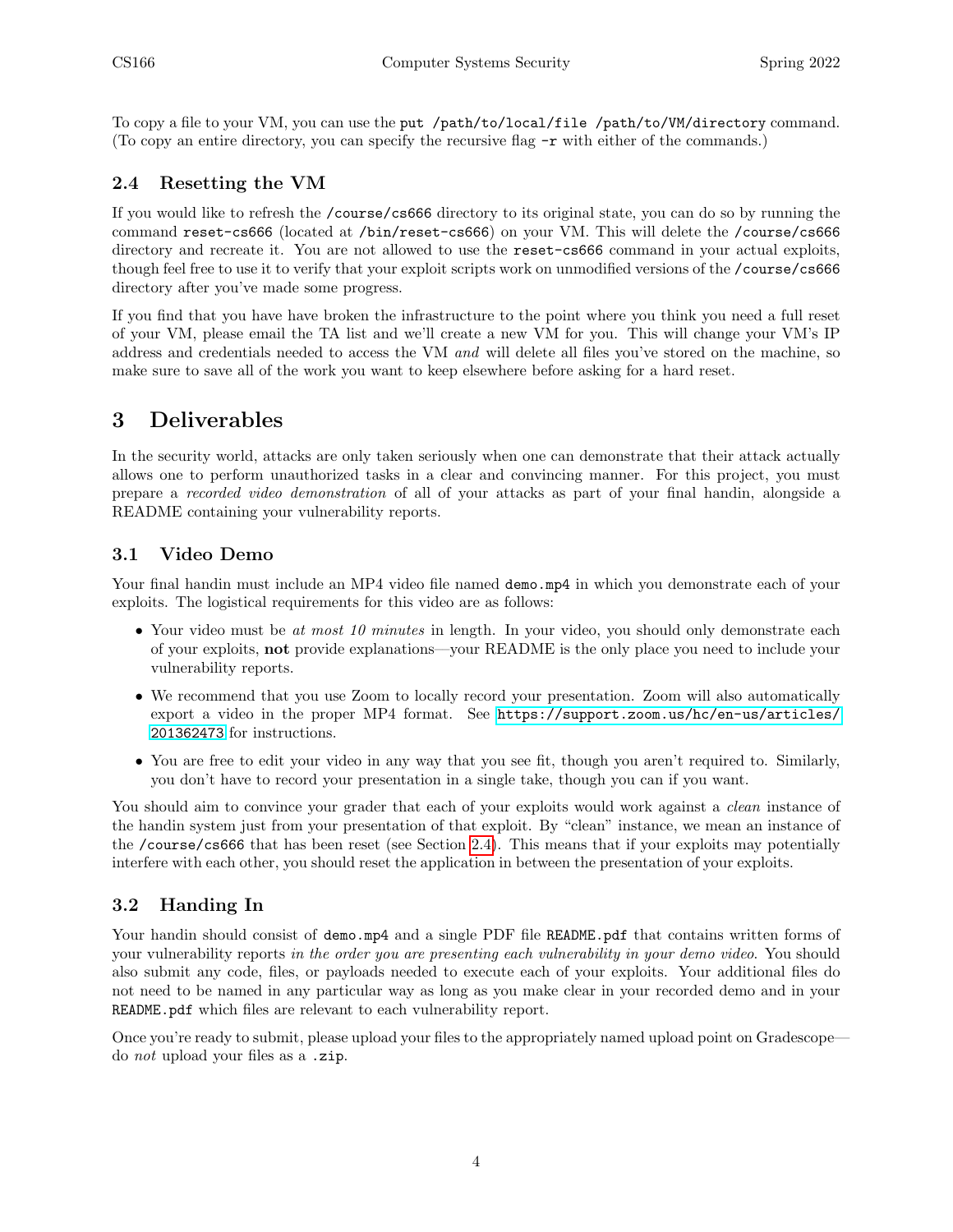To copy a file to your VM, you can use the `put /path/to/local/file /path/to/VM/directory` command. (To copy an entire directory, you can specify the recursive flag `-r` with either of the commands.)

### 2.4 Resetting the VM

If you would like to refresh the `/course/cs666` directory to its original state, you can do so by running the command `reset-cs666` (located at `/bin/reset-cs666`) on your VM. This will delete the `/course/cs666` directory and recreate it. You are not allowed to use the `reset-cs666` command in your actual exploits, though feel free to use it to verify that your exploit scripts work on unmodified versions of the `/course/cs666` directory after you've made some progress.

If you find that you have have broken the infrastructure to the point where you think you need a full reset of your VM, please email the TA list and we'll create a new VM for you. This will change your VM's IP address and credentials needed to access the VM *and* will delete all files you've stored on the machine, so make sure to save all of the work you want to keep elsewhere before asking for a hard reset.

## 3 Deliverables

In the security world, attacks are only taken seriously when one can demonstrate that their attack actually allows one to perform unauthorized tasks in a clear and convincing manner. For this project, you must prepare a *recorded video demonstration* of all of your attacks as part of your final handin, alongside a README containing your vulnerability reports.

### 3.1 Video Demo

Your final handin must include an MP4 video file named `demo.mp4` in which you demonstrate each of your exploits. The logistical requirements for this video are as follows:

- Your video must be *at most 10 minutes* in length. In your video, you should only demonstrate each of your exploits, **not** provide explanations—your README is the only place you need to include your vulnerability reports.
- We recommend that you use Zoom to locally record your presentation. Zoom will also automatically export a video in the proper MP4 format. See https://support.zoom.us/hc/en-us/articles/201362473 for instructions.
- You are free to edit your video in any way that you see fit, though you aren't required to. Similarly, you don't have to record your presentation in a single take, though you can if you want.

You should aim to convince your grader that each of your exploits would work against a *clean* instance of the handin system just from your presentation of that exploit. By "clean" instance, we mean an instance of the `/course/cs666` that has been reset (see Section 2.4). This means that if your exploits may potentially interfere with each other, you should reset the application in between the presentation of your exploits.

### 3.2 Handing In

Your handin should consist of `demo.mp4` and a single PDF file `README.pdf` that contains written forms of your vulnerability reports *in the order you are presenting each vulnerability in your demo video*. You should also submit any code, files, or payloads needed to execute each of your exploits. Your additional files do not need to be named in any particular way as long as you make clear in your recorded demo and in your `README.pdf` which files are relevant to each vulnerability report.

Once you're ready to submit, please upload your files to the appropriately named upload point on Gradescope—do *not* upload your files as a `.zip`.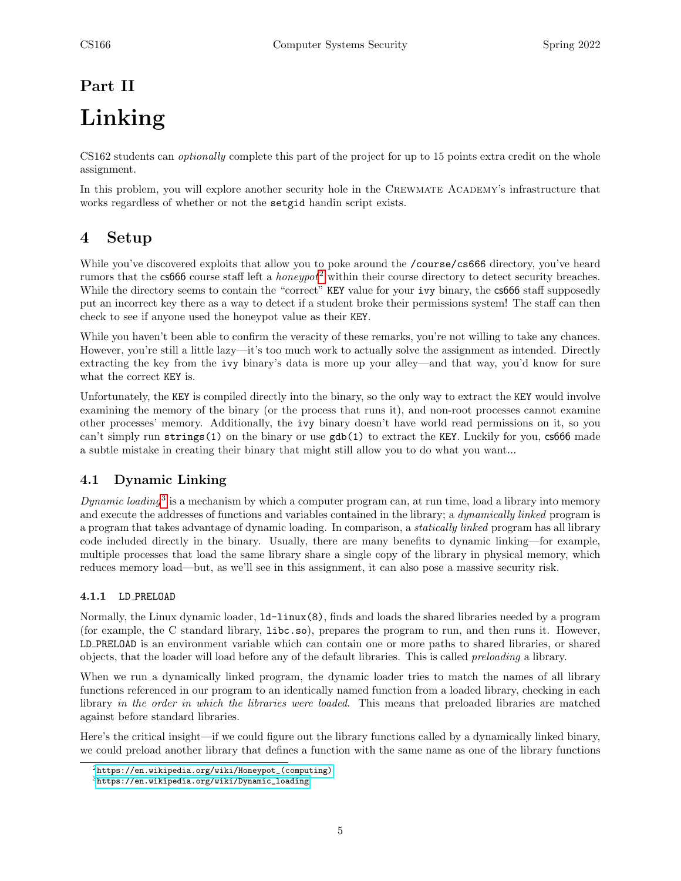# Part II

# Linking

CS162 students can *optionally* complete this part of the project for up to 15 points extra credit on the whole assignment.

In this problem, you will explore another security hole in the CREWMATE ACADEMY's infrastructure that works regardless of whether or not the `setgid` handin script exists.

## 4 Setup

While you've discovered exploits that allow you to poke around the `/course/cs666` directory, you've heard rumors that the `cs666` course staff left a *honeypot*[2] within their course directory to detect security breaches. While the directory seems to contain the "correct" `KEY` value for your `ivy` binary, the `cs666` staff supposedly put an incorrect key there as a way to detect if a student broke their permissions system! The staff can then check to see if anyone used the honeypot value as their `KEY`.

While you haven't been able to confirm the veracity of these remarks, you're not willing to take any chances. However, you're still a little lazy—it's too much work to actually solve the assignment as intended. Directly extracting the key from the `ivy` binary's data is more up your alley—and that way, you'd know for sure what the correct `KEY` is.

Unfortunately, the `KEY` is compiled directly into the binary, so the only way to extract the `KEY` would involve examining the memory of the binary (or the process that runs it), and non-root processes cannot examine other processes' memory. Additionally, the `ivy` binary doesn't have world read permissions on it, so you can't simply run `strings(1)` on the binary or use `gdb(1)` to extract the `KEY`. Luckily for you, `cs666` made a subtle mistake in creating their binary that might still allow you to do what you want...

### 4.1 Dynamic Linking

*Dynamic loading*[3] is a mechanism by which a computer program can, at run time, load a library into memory and execute the addresses of functions and variables contained in the library; a *dynamically linked* program is a program that takes advantage of dynamic loading. In comparison, a *statically linked* program has all library code included directly in the binary. Usually, there are many benefits to dynamic linking—for example, multiple processes that load the same library share a single copy of the library in physical memory, which reduces memory load—but, as we'll see in this assignment, it can also pose a massive security risk.

#### 4.1.1 `LD_PRELOAD`

Normally, the Linux dynamic loader, `ld-linux(8)`, finds and loads the shared libraries needed by a program (for example, the C standard library, `libc.so`), prepares the program to run, and then runs it. However, `LD_PRELOAD` is an environment variable which can contain one or more paths to shared libraries, or shared objects, that the loader will load before any of the default libraries. This is called *preloading* a library.

When we run a dynamically linked program, the dynamic loader tries to match the names of all library functions referenced in our program to an identically named function from a loaded library, checking in each library *in the order in which the libraries were loaded*. This means that preloaded libraries are matched against before standard libraries.

Here's the critical insight—if we could figure out the library functions called by a dynamically linked binary, we could preload another library that defines a function with the same name as one of the library functions

[2] https://en.wikipedia.org/wiki/Honeypot_(computing)

[3] https://en.wikipedia.org/wiki/Dynamic_loading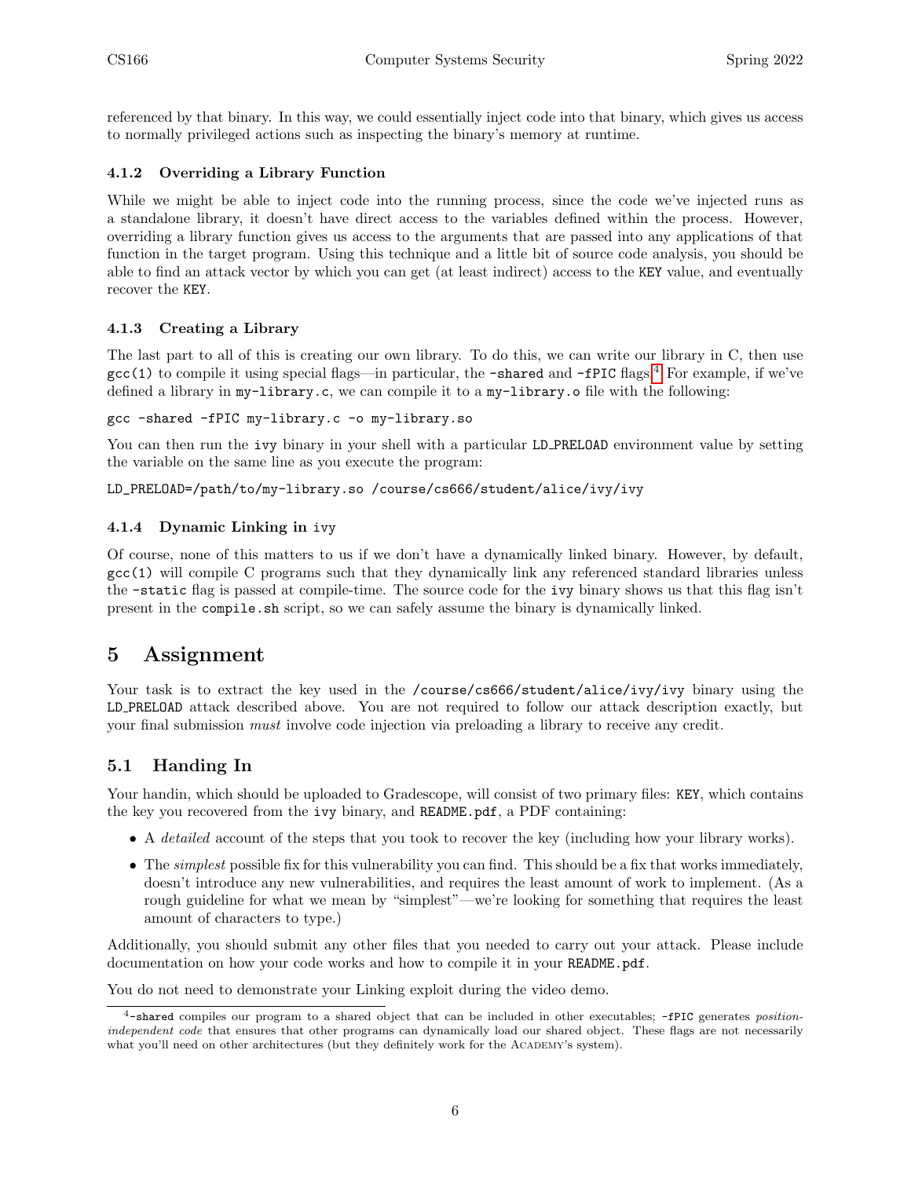referenced by that binary. In this way, we could essentially inject code into that binary, which gives us access to normally privileged actions such as inspecting the binary's memory at runtime.

#### 4.1.2 Overriding a Library Function

While we might be able to inject code into the running process, since the code we've injected runs as a standalone library, it doesn't have direct access to the variables defined within the process. However, overriding a library function gives us access to the arguments that are passed into any applications of that function in the target program. Using this technique and a little bit of source code analysis, you should be able to find an attack vector by which you can get (at least indirect) access to the `KEY` value, and eventually recover the `KEY`.

#### 4.1.3 Creating a Library

The last part to all of this is creating our own library. To do this, we can write our library in C, then use `gcc(1)` to compile it using special flags—in particular, the `-shared` and `-fPIC` flags.[4] For example, if we've defined a library in `my-library.c`, we can compile it to a `my-library.o` file with the following:

```
gcc -shared -fPIC my-library.c -o my-library.so
```

You can then run the `ivy` binary in your shell with a particular `LD_PRELOAD` environment value by setting the variable on the same line as you execute the program:

```
LD_PRELOAD=/path/to/my-library.so /course/cs666/student/alice/ivy/ivy
```

#### 4.1.4 Dynamic Linking in ivy

Of course, none of this matters to us if we don't have a dynamically linked binary. However, by default, `gcc(1)` will compile C programs such that they dynamically link any referenced standard libraries unless the `-static` flag is passed at compile-time. The source code for the `ivy` binary shows us that this flag isn't present in the `compile.sh` script, so we can safely assume the binary is dynamically linked.

## 5 Assignment

Your task is to extract the key used in the `/course/cs666/student/alice/ivy/ivy` binary using the `LD_PRELOAD` attack described above. You are not required to follow our attack description exactly, but your final submission *must* involve code injection via preloading a library to receive any credit.

### 5.1 Handing In

Your handin, which should be uploaded to Gradescope, will consist of two primary files: `KEY`, which contains the key you recovered from the `ivy` binary, and `README.pdf`, a PDF containing:

- A *detailed* account of the steps that you took to recover the key (including how your library works).
- The *simplest* possible fix for this vulnerability you can find. This should be a fix that works immediately, doesn't introduce any new vulnerabilities, and requires the least amount of work to implement. (As a rough guideline for what we mean by "simplest"—we're looking for something that requires the least amount of characters to type.)

Additionally, you should submit any other files that you needed to carry out your attack. Please include documentation on how your code works and how to compile it in your `README.pdf`.

You do not need to demonstrate your Linking exploit during the video demo.

---

[4] `-shared` compiles our program to a shared object that can be included in other executables; `-fPIC` generates *position-independent code* that ensures that other programs can dynamically load our shared object. These flags are not necessarily what you'll need on other architectures (but they definitely work for the Academy's system).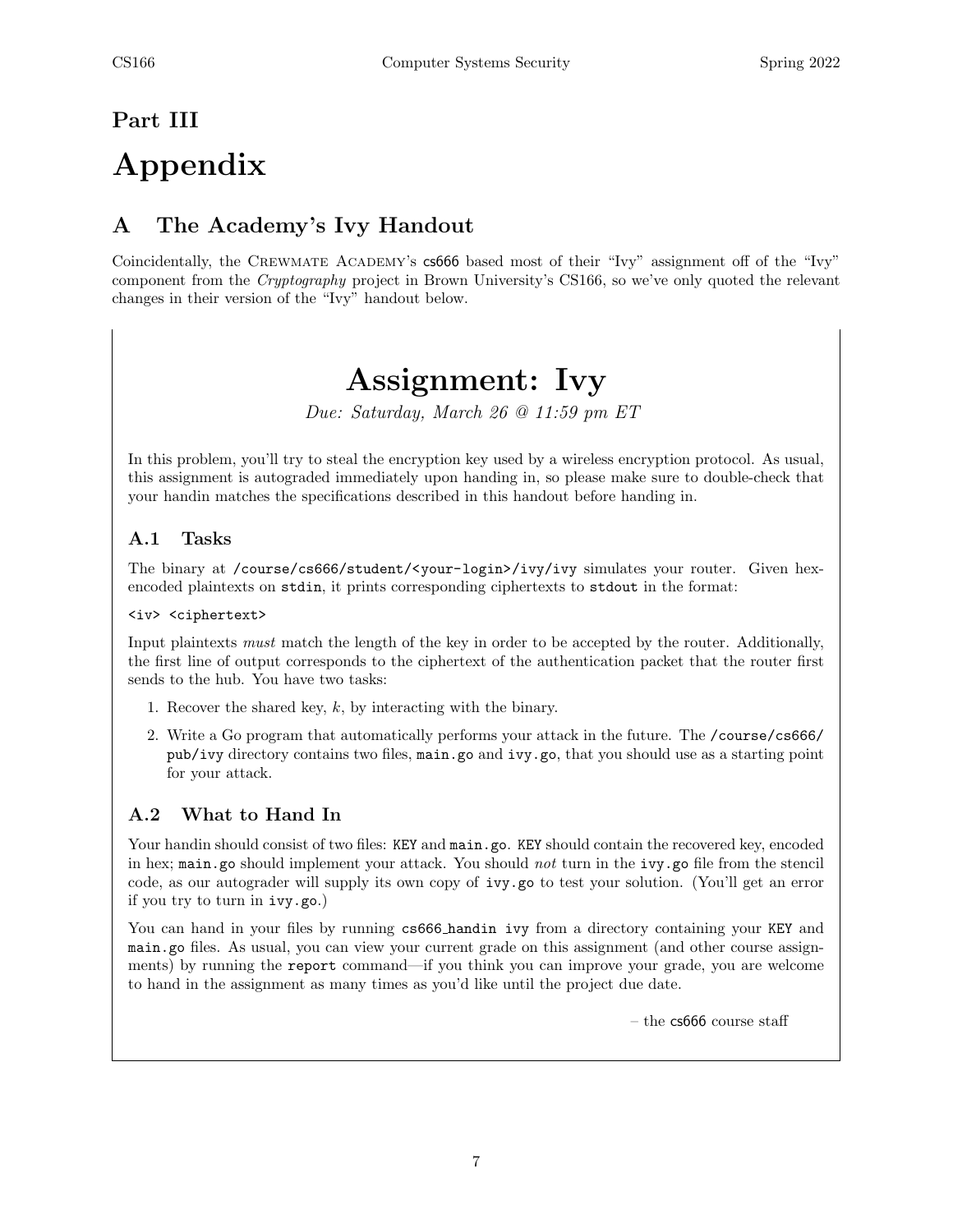# Part III

# Appendix

## A The Academy's Ivy Handout

Coincidentally, the CREWMATE ACADEMY's cs666 based most of their "Ivy" assignment off of the "Ivy" component from the *Cryptography* project in Brown University's CS166, so we've only quoted the relevant changes in their version of the "Ivy" handout below.

# Assignment: Ivy

*Due: Saturday, March 26 @ 11:59 pm ET*

In this problem, you'll try to steal the encryption key used by a wireless encryption protocol. As usual, this assignment is autograded immediately upon handing in, so please make sure to double-check that your handin matches the specifications described in this handout before handing in.

### A.1 Tasks

The binary at `/course/cs666/student/<your-login>/ivy/ivy` simulates your router. Given hex-encoded plaintexts on `stdin`, it prints corresponding ciphertexts to `stdout` in the format:

```
<iv> <ciphertext>
```

Input plaintexts *must* match the length of the key in order to be accepted by the router. Additionally, the first line of output corresponds to the ciphertext of the authentication packet that the router first sends to the hub. You have two tasks:

1. Recover the shared key, $k$, by interacting with the binary.
2. Write a Go program that automatically performs your attack in the future. The `/course/cs666/pub/ivy` directory contains two files, `main.go` and `ivy.go`, that you should use as a starting point for your attack.

### A.2 What to Hand In

Your handin should consist of two files: `KEY` and `main.go`. `KEY` should contain the recovered key, encoded in hex; `main.go` should implement your attack. You should *not* turn in the `ivy.go` file from the stencil code, as our autograder will supply its own copy of `ivy.go` to test your solution. (You'll get an error if you try to turn in `ivy.go`.)

You can hand in your files by running `cs666_handin ivy` from a directory containing your `KEY` and `main.go` files. As usual, you can view your current grade on this assignment (and other course assignments) by running the `report` command—if you think you can improve your grade, you are welcome to hand in the assignment as many times as you'd like until the project due date.

– the cs666 course staff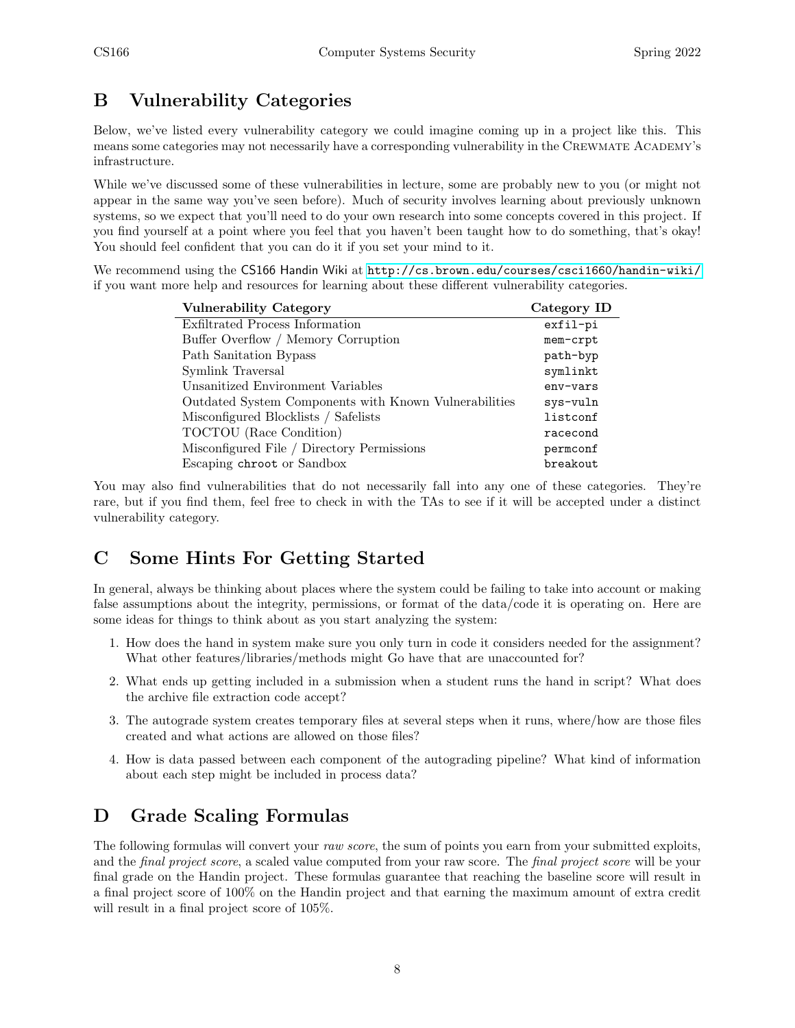## B Vulnerability Categories

Below, we've listed every vulnerability category we could imagine coming up in a project like this. This means some categories may not necessarily have a corresponding vulnerability in the Crewmate Academy's infrastructure.

While we've discussed some of these vulnerabilities in lecture, some are probably new to you (or might not appear in the same way you've seen before). Much of security involves learning about previously unknown systems, so we expect that you'll need to do your own research into some concepts covered in this project. If you find yourself at a point where you feel that you haven't been taught how to do something, that's okay! You should feel confident that you can do it if you set your mind to it.

We recommend using the CS166 Handin Wiki at http://cs.brown.edu/courses/csci1660/handin-wiki/ if you want more help and resources for learning about these different vulnerability categories.

| Vulnerability Category | Category ID |
|---|---|
| Exfiltrated Process Information | `exfil-pi` |
| Buffer Overflow / Memory Corruption | `mem-crpt` |
| Path Sanitation Bypass | `path-byp` |
| Symlink Traversal | `symlinkt` |
| Unsanitized Environment Variables | `env-vars` |
| Outdated System Components with Known Vulnerabilities | `sys-vuln` |
| Misconfigured Blocklists / Safelists | `listconf` |
| TOCTOU (Race Condition) | `racecond` |
| Misconfigured File / Directory Permissions | `permconf` |
| Escaping `chroot` or Sandbox | `breakout` |

You may also find vulnerabilities that do not necessarily fall into any one of these categories. They're rare, but if you find them, feel free to check in with the TAs to see if it will be accepted under a distinct vulnerability category.

## C Some Hints For Getting Started

In general, always be thinking about places where the system could be failing to take into account or making false assumptions about the integrity, permissions, or format of the data/code it is operating on. Here are some ideas for things to think about as you start analyzing the system:

1. How does the hand in system make sure you only turn in code it considers needed for the assignment? What other features/libraries/methods might Go have that are unaccounted for?
2. What ends up getting included in a submission when a student runs the hand in script? What does the archive file extraction code accept?
3. The autograde system creates temporary files at several steps when it runs, where/how are those files created and what actions are allowed on those files?
4. How is data passed between each component of the autograding pipeline? What kind of information about each step might be included in process data?

## D Grade Scaling Formulas

The following formulas will convert your *raw score*, the sum of points you earn from your submitted exploits, and the *final project score*, a scaled value computed from your raw score. The *final project score* will be your final grade on the Handin project. These formulas guarantee that reaching the baseline score will result in a final project score of 100% on the Handin project and that earning the maximum amount of extra credit will result in a final project score of 105%.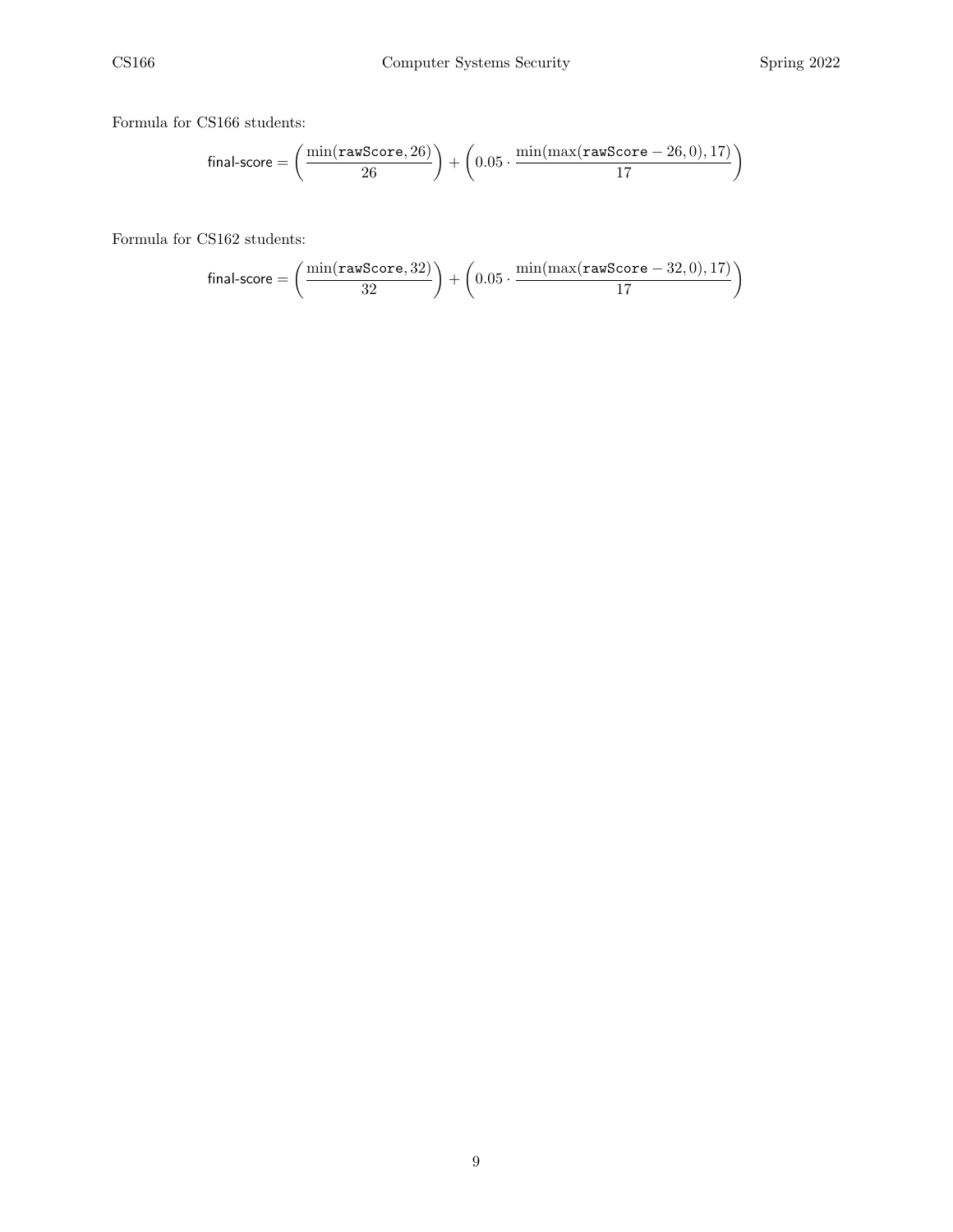Formula for CS166 students:

$$\textsf{final-score} = \left( \frac{\min(\texttt{rawScore}, 26)}{26} \right) + \left( 0.05 \cdot \frac{\min(\max(\texttt{rawScore} - 26, 0), 17)}{17} \right)$$

Formula for CS162 students:

$$\textsf{final-score} = \left( \frac{\min(\texttt{rawScore}, 32)}{32} \right) + \left( 0.05 \cdot \frac{\min(\max(\texttt{rawScore} - 32, 0), 17)}{17} \right)$$